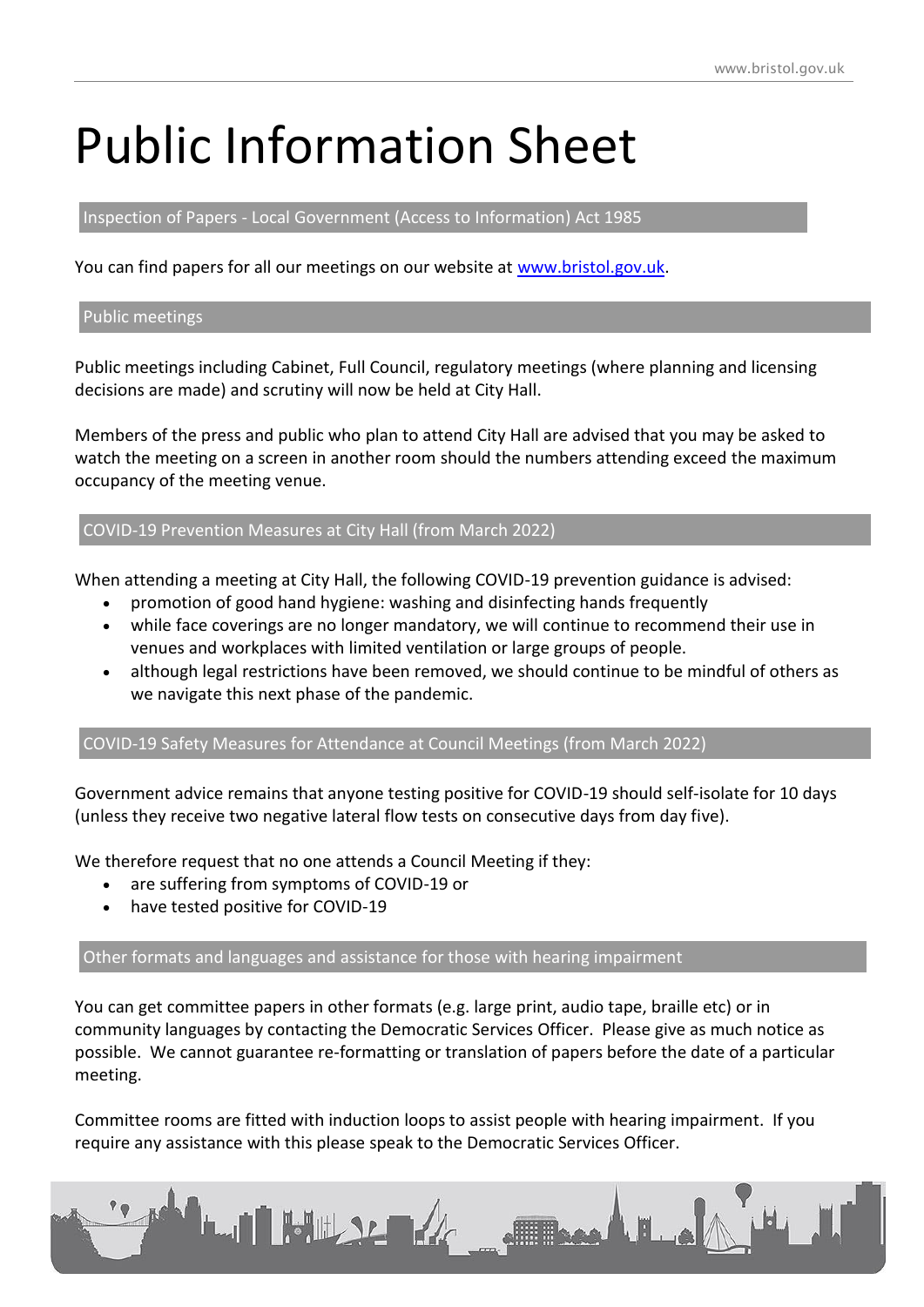# Public Information Sheet

## Inspection of Papers - Local Government (Access to Information) Act 1985

You can find papers for all our meetings on our website at www.bristol.gov.uk.

## Public meetings

Public meetings including Cabinet, Full Council, regulatory meetings (where planning and licensing decisions are made) and scrutiny will now be held at City Hall.

Members of the press and public who plan to attend City Hall are advised that you may be asked to watch the meeting on a screen in another room should the numbers attending exceed the maximum occupancy of the meeting venue.

## COVID-19 Prevention Measures at City Hall (from March 2022)

When attending a meeting at City Hall, the following COVID-19 prevention guidance is advised:

- promotion of good hand hygiene: washing and disinfecting hands frequently
- while face coverings are no longer mandatory, we will continue to recommend their use in venues and workplaces with limited ventilation or large groups of people.
- although legal restrictions have been removed, we should continue to be mindful of others as we navigate this next phase of the pandemic.

## COVID-19 Safety Measures for Attendance at Council Meetings (from March 2022)

Government advice remains that anyone testing positive for COVID-19 should self-isolate for 10 days (unless they receive two negative lateral flow tests on consecutive days from day five).

We therefore request that no one attends a Council Meeting if they:

- are suffering from symptoms of COVID-19 or
- have tested positive for COVID-19

## Other formats and languages and assistance for those with hearing impairment

You can get committee papers in other formats (e.g. large print, audio tape, braille etc) or in community languages by contacting the Democratic Services Officer. Please give as much notice as possible. We cannot guarantee re-formatting or translation of papers before the date of a particular meeting.

Committee rooms are fitted with induction loops to assist people with hearing impairment. If you require any assistance with this please speak to the Democratic Services Officer.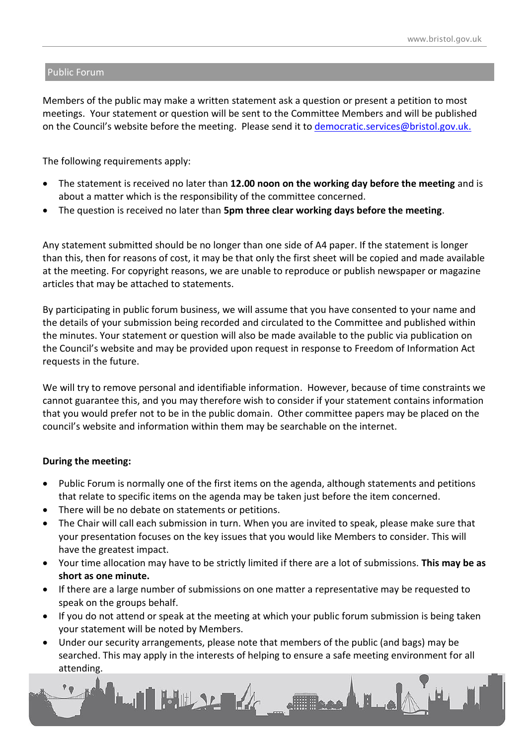## Public Forum

Members of the public may make a written statement ask a question or present a petition to most meetings. Your statement or question will be sent to the Committee Members and will be published on the Council's website before the meeting. Please send it to democratic.services@bristol.gov.uk.

The following requirements apply:

- The statement is received no later than **12.00 noon on the working day before the meeting** and is about a matter which is the responsibility of the committee concerned.
- The question is received no later than **5pm three clear working days before the meeting**.

Any statement submitted should be no longer than one side of A4 paper. If the statement is longer than this, then for reasons of cost, it may be that only the first sheet will be copied and made available at the meeting. For copyright reasons, we are unable to reproduce or publish newspaper or magazine articles that may be attached to statements.

By participating in public forum business, we will assume that you have consented to your name and the details of your submission being recorded and circulated to the Committee and published within the minutes. Your statement or question will also be made available to the public via publication on the Council's website and may be provided upon request in response to Freedom of Information Act requests in the future.

We will try to remove personal and identifiable information. However, because of time constraints we cannot guarantee this, and you may therefore wish to consider if your statement contains information that you would prefer not to be in the public domain. Other committee papers may be placed on the council's website and information within them may be searchable on the internet.

**During the meeting:**

- Public Forum is normally one of the first items on the agenda, although statements and petitions that relate to specific items on the agenda may be taken just before the item concerned.
- There will be no debate on statements or petitions.
- The Chair will call each submission in turn. When you are invited to speak, please make sure that your presentation focuses on the key issues that you would like Members to consider. This will have the greatest impact.
- Your time allocation may have to be strictly limited if there are a lot of submissions. **This may be as short as one minute.**
- If there are a large number of submissions on one matter a representative may be requested to speak on the groups behalf.
- If you do not attend or speak at the meeting at which your public forum submission is being taken your statement will be noted by Members.
- Under our security arrangements, please note that members of the public (and bags) may be searched. This may apply in the interests of helping to ensure a safe meeting environment for all attending.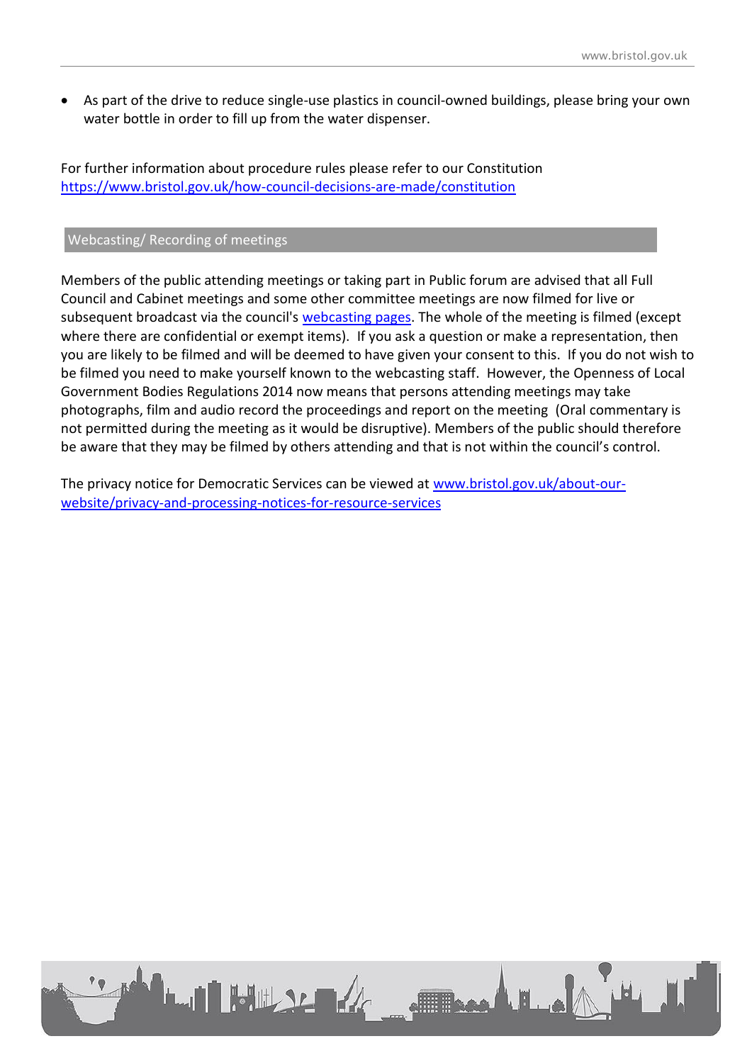- As part of the drive to reduce single-use plastics in council-owned buildings, please bring your own water bottle in order to fill up from the water dispenser.

For further information about procedure rules please refer to our Constitution https://www.bristol.gov.uk/how-council-decisions-are-made/constitution

## Webcasting/ Recording of meetings

Members of the public attending meetings or taking part in Public forum are advised that all Full Council and Cabinet meetings and some other committee meetings are now filmed for live or subsequent broadcast via the council's webcasting pages. The whole of the meeting is filmed (except where there are confidential or exempt items). If you ask a question or make a representation, then you are likely to be filmed and will be deemed to have given your consent to this. If you do not wish to be filmed you need to make yourself known to the webcasting staff. However, the Openness of Local Government Bodies Regulations 2014 now means that persons attending meetings may take photographs, film and audio record the proceedings and report on the meeting (Oral commentary is not permitted during the meeting as it would be disruptive). Members of the public should therefore be aware that they may be filmed by others attending and that is not within the council's control.

The privacy notice for Democratic Services can be viewed at www.bristol.gov.uk/about-our-website/privacy-and-processing-notices-for-resource-services